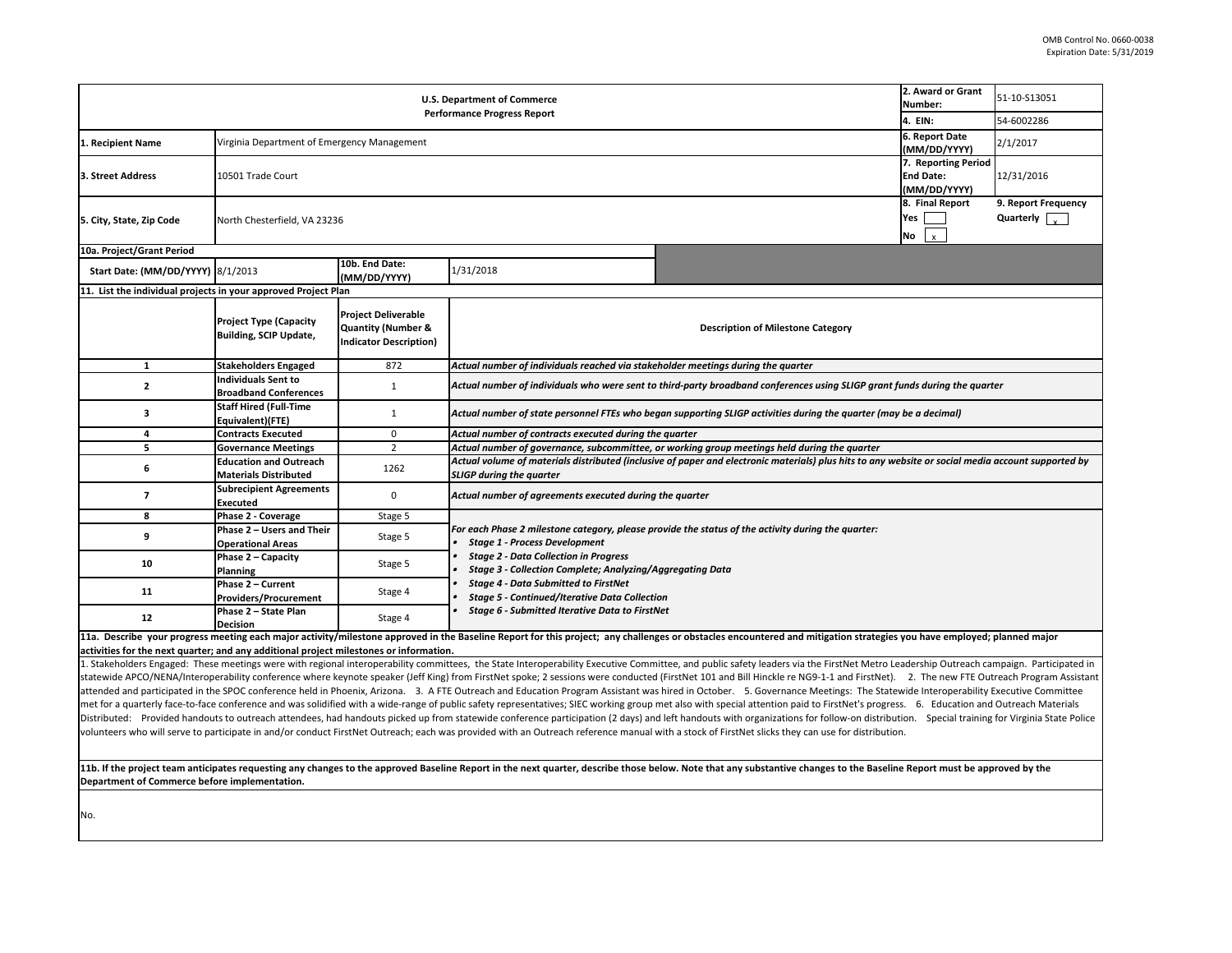OMB Control No. 0660-0038
Expiration Date: 5/31/2019

| U.S. Department of Commerce Performance Progress Report | | | | |
|---|---|---|---|---|
| | | | 2. Award or Grant Number: | 51-10-S13051 |
| | | | 4. EIN: | 54-6002286 |
| 1. Recipient Name | Virginia Department of Emergency Management | | 6. Report Date (MM/DD/YYYY) | 2/1/2017 |
| 3. Street Address | 10501 Trade Court | | 7. Reporting Period End Date: (MM/DD/YYYY) | 12/31/2016 |
| 5. City, State, Zip Code | North Chesterfield, VA 23236 | | 8. Final Report Yes [ ] No [x] | 9. Report Frequency Quarterly [x] |
| 10a. Project/Grant Period | | | | |
| Start Date: (MM/DD/YYYY) | 8/1/2013 | 10b. End Date: (MM/DD/YYYY) | 1/31/2018 | |

**11. List the individual projects in your approved Project Plan**

| | Project Type (Capacity Building, SCIP Update, | Project Deliverable Quantity (Number & Indicator Description) | Description of Milestone Category |
|---|---|---|---|
| 1 | Stakeholders Engaged | 872 | *Actual number of individuals reached via stakeholder meetings during the quarter* |
| 2 | Individuals Sent to Broadband Conferences | 1 | *Actual number of individuals who were sent to third-party broadband conferences using SLIGP grant funds during the quarter* |
| 3 | Staff Hired (Full-Time Equivalent)(FTE) | 1 | *Actual number of state personnel FTEs who began supporting SLIGP activities during the quarter (may be a decimal)* |
| 4 | Contracts Executed | 0 | *Actual number of contracts executed during the quarter* |
| 5 | Governance Meetings | 2 | *Actual number of governance, subcommittee, or working group meetings held during the quarter* |
| 6 | Education and Outreach Materials Distributed | 1262 | *Actual volume of materials distributed (inclusive of paper and electronic materials) plus hits to any website or social media account supported by SLIGP during the quarter* |
| 7 | Subrecipient Agreements Executed | 0 | *Actual number of agreements executed during the quarter* |
| 8 | Phase 2 - Coverage | Stage 5 | *For each Phase 2 milestone category, please provide the status of the activity during the quarter:* |
| 9 | Phase 2 – Users and Their Operational Areas | Stage 5 | • *Stage 1 - Process Development* • *Stage 2 - Data Collection in Progress* |
| 10 | Phase 2 – Capacity Planning | Stage 5 | • *Stage 3 - Collection Complete; Analyzing/Aggregating Data* • *Stage 4 - Data Submitted to FirstNet* |
| 11 | Phase 2 – Current Providers/Procurement | Stage 4 | • *Stage 5 - Continued/Iterative Data Collection* |
| 12 | Phase 2 – State Plan Decision | Stage 4 | • *Stage 6 - Submitted Iterative Data to FirstNet* |

**11a. Describe your progress meeting each major activity/milestone approved in the Baseline Report for this project; any challenges or obstacles encountered and mitigation strategies you have employed; planned major activities for the next quarter; and any additional project milestones or information.**

1. Stakeholders Engaged: These meetings were with regional interoperability committees, the State Interoperability Executive Committee, and public safety leaders via the FirstNet Metro Leadership Outreach campaign. Participated in statewide APCO/NENA/Interoperability conference where keynote speaker (Jeff King) from FirstNet spoke; 2 sessions were conducted (FirstNet 101 and Bill Hinckle re NG9-1-1 and FirstNet). 2. The new FTE Outreach Program Assistant attended and participated in the SPOC conference held in Phoenix, Arizona. 3. A FTE Outreach and Education Program Assistant was hired in October. 5. Governance Meetings: The Statewide Interoperability Executive Committee met for a quarterly face-to-face conference and was solidified with a wide-range of public safety representatives; SIEC working group met also with special attention paid to FirstNet's progress. 6. Education and Outreach Materials Distributed: Provided handouts to outreach attendees, had handouts picked up from statewide conference participation (2 days) and left handouts with organizations for follow-on distribution. Special training for Virginia State Police volunteers who will serve to participate in and/or conduct FirstNet Outreach; each was provided with an Outreach reference manual with a stock of FirstNet slicks they can use for distribution.

**11b. If the project team anticipates requesting any changes to the approved Baseline Report in the next quarter, describe those below. Note that any substantive changes to the Baseline Report must be approved by the Department of Commerce before implementation.**

No.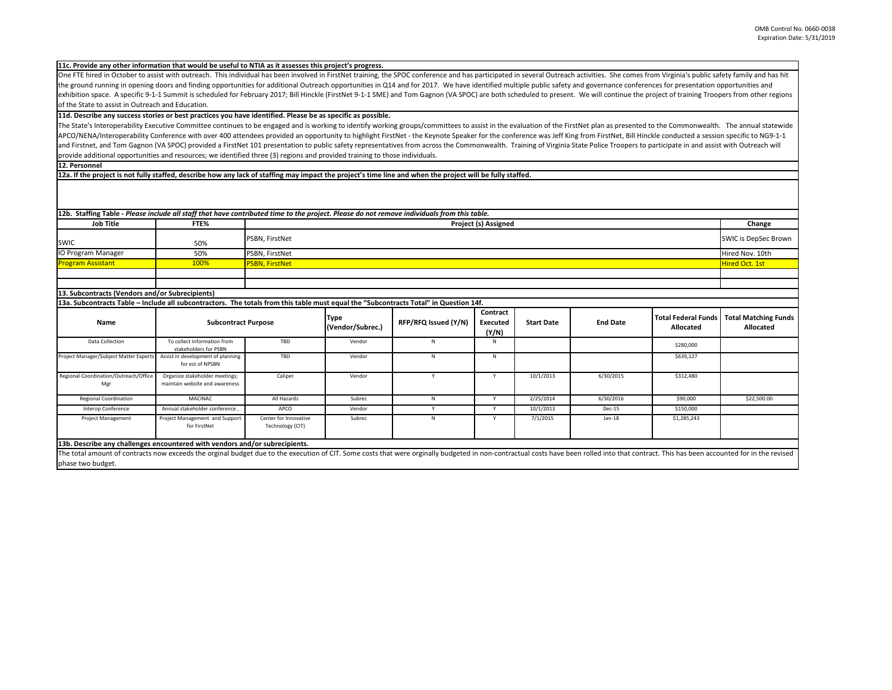**11c. Provide any other information that would be useful to NTIA as it assesses this project's progress.**

One FTE hired in October to assist with outreach. This individual has been involved in FirstNet training, the SPOC conference and has participated in several Outreach activities. She comes from Virginia's public safety family and has hit the ground running in opening doors and finding opportunities for additional Outreach opportunities in Q14 and for 2017. We have identified multiple public safety and governance conferences for presentation opportunities and exhibition space. A specific 9-1-1 Summit is scheduled for February 2017; Bill Hinckle (FirstNet 9-1-1 SME) and Tom Gagnon (VA SPOC) are both scheduled to present. We will continue the project of training Troopers from other regions of the State to assist in Outreach and Education.

**11d. Describe any success stories or best practices you have identified. Please be as specific as possible.**

The State's Interoperability Executive Committee continues to be engaged and is working to identify working groups/committees to assist in the evaluation of the FirstNet plan as presented to the Commonwealth. The annual statewide APCO/NENA/Interoperability Conference with over 400 attendees provided an opportunity to highlight FirstNet - the Keynote Speaker for the conference was Jeff King from FirstNet, Bill Hinckle conducted a session specific to NG9-1-1 and Firstnet, and Tom Gagnon (VA SPOC) provided a FirstNet 101 presentation to public safety representatives from across the Commonwealth. Training of Virginia State Police Troopers to participate in and assist with Outreach will provide additional opportunities and resources; we identified three (3) regions and provided training to those individuals.

**12. Personnel**

**12a. If the project is not fully staffed, describe how any lack of staffing may impact the project's time line and when the project will be fully staffed.**

**12b. Staffing Table** - *Please include all staff that have contributed time to the project. Please do not remove individuals from this table.*

| Job Title | FTE% | Project (s) Assigned | Change |
|---|---|---|---|
| SWIC | 50% | PSBN, FirstNet | SWIC is DepSec Brown |
| IO Program Manager | 50% | PSBN, FirstNet | Hired Nov. 10th |
| Program Assistant | 100% | PSBN, FirstNet | Hired Oct. 1st |
| | | | |
| | | | |

**13. Subcontracts (Vendors and/or Subrecipients)**

**13a. Subcontracts Table – Include all subcontractors. The totals from this table must equal the "Subcontracts Total" in Question 14f.**

| Name | Subcontract Purpose | | Type (Vendor/Subrec.) | RFP/RFQ Issued (Y/N) | Contract Executed (Y/N) | Start Date | End Date | Total Federal Funds Allocated | Total Matching Funds Allocated |
|---|---|---|---|---|---|---|---|---|---|
| Data Collection | To collect information from stakeholders for PSBN | TBD | Vendor | N | N | | | $280,000 | |
| Project Manager/Subject Matter Experts | Assist in development of planning for est of NPSBN | TBD | Vendor | N | N | | | $639,127 | |
| Regional Coordination/Outreach/Office Mgr | Organize stakeholder meetings; maintain website and awareness | Caliper | Vendor | Y | Y | 10/1/2013 | 6/30/2015 | $312,480 | |
| Regional Coordination | MACINAC | All Hazards | Subrec | N | Y | 2/25/2014 | 6/30/2016 | $90,000 | $22,500.00 |
| Interop Conference | Annual stakeholder conference , | APCO | Vendor | Y | Y | 10/1/2013 | Dec-15 | $150,000 | |
| Project Management | Project Management and Support for FirstNet | Center for Innovative Technology (CIT) | Subrec | N | Y | 7/1/2015 | Jan-18 | $1,285,243 | |

**13b. Describe any challenges encountered with vendors and/or subrecipients.**

The total amount of contracts now exceeds the orginal budget due to the execution of CIT. Some costs that were orginally budgeted in non-contractual costs have been rolled into that contract. This has been accounted for in the revised phase two budget.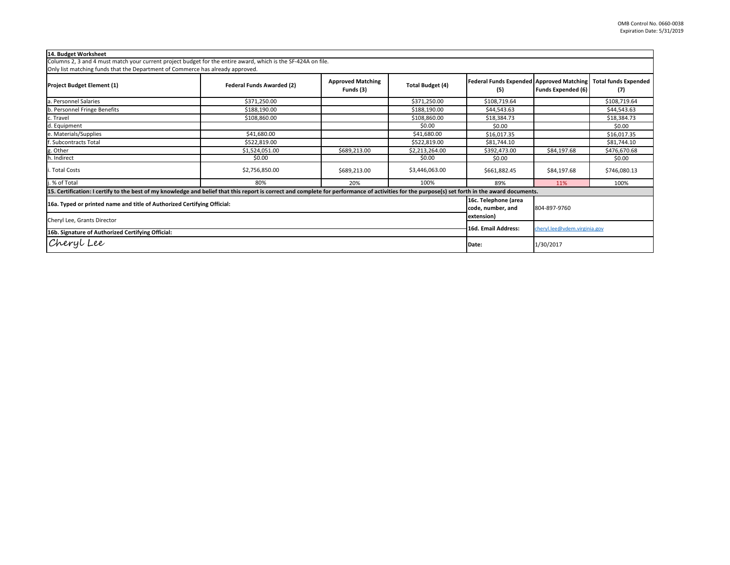OMB Control No. 0660-0038
Expiration Date: 5/31/2019

**14. Budget Worksheet**

Columns 2, 3 and 4 must match your current project budget for the entire award, which is the SF-424A on file.
Only list matching funds that the Department of Commerce has already approved.

| Project Budget Element (1) | Federal Funds Awarded (2) | Approved Matching Funds (3) | Total Budget (4) | Federal Funds Expended (5) | Approved Matching Funds Expended (6) | Total funds Expended (7) |
|---|---|---|---|---|---|---|
| a. Personnel Salaries | $371,250.00 | | $371,250.00 | $108,719.64 | | $108,719.64 |
| b. Personnel Fringe Benefits | $188,190.00 | | $188,190.00 | $44,543.63 | | $44,543.63 |
| c. Travel | $108,860.00 | | $108,860.00 | $18,384.73 | | $18,384.73 |
| d. Equipment | | | $0.00 | $0.00 | | $0.00 |
| e. Materials/Supplies | $41,680.00 | | $41,680.00 | $16,017.35 | | $16,017.35 |
| f. Subcontracts Total | $522,819.00 | | $522,819.00 | $81,744.10 | | $81,744.10 |
| g. Other | $1,524,051.00 | $689,213.00 | $2,213,264.00 | $392,473.00 | $84,197.68 | $476,670.68 |
| h. Indirect | $0.00 | | $0.00 | $0.00 | | $0.00 |
| i. Total Costs | $2,756,850.00 | $689,213.00 | $3,446,063.00 | $661,882.45 | $84,197.68 | $746,080.13 |
| j. % of Total | 80% | 20% | 100% | 89% | 11% | 100% |

**15. Certification: I certify to the best of my knowledge and belief that this report is correct and complete for performance of activities for the purpose(s) set forth in the award documents.**

| | | |
|---|---|---|
| **16a. Typed or printed name and title of Authorized Certifying Official:** | **16c. Telephone (area code, number, and extension)** | 804-897-9760 |
| Cheryl Lee, Grants Director | | |
| **16b. Signature of Authorized Certifying Official:** | **16d. Email Address:** | cheryl.lee@vdem.virginia.gov |
| Cheryl Lee | **Date:** | 1/30/2017 |